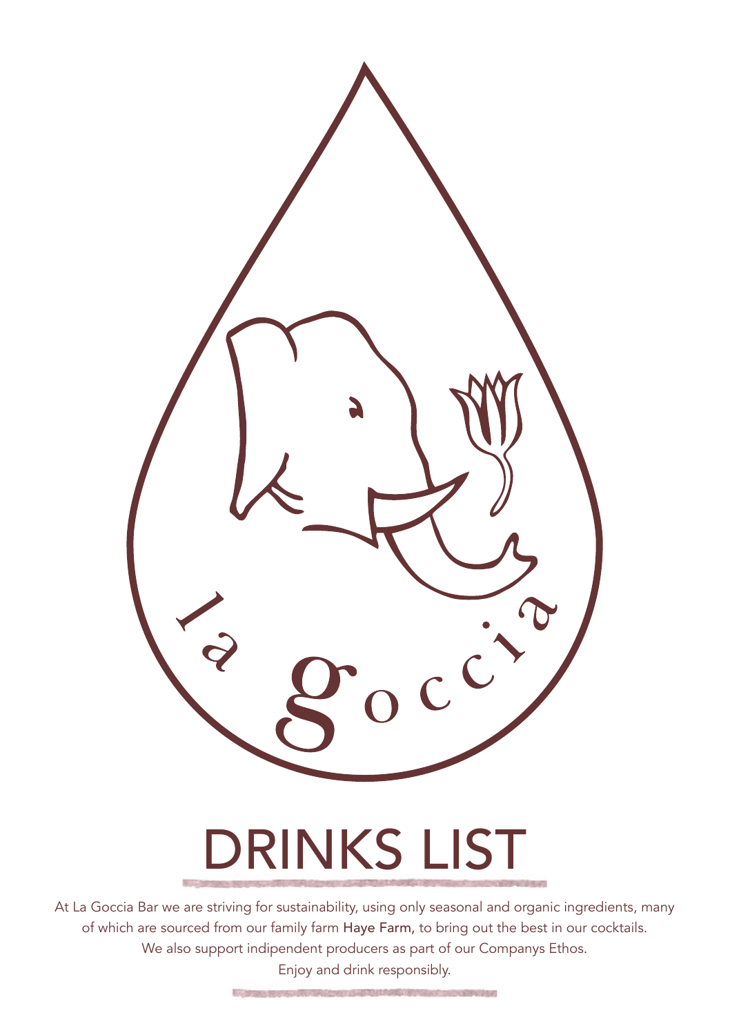la goccia

# DRINKS LIST

At La Goccia Bar we are striving for sustainability, using only seasonal and organic ingredients, many of which are sourced from our family farm Haye Farm, to bring out the best in our cocktails.
We also support indipendent producers as part of our Companys Ethos.
Enjoy and drink responsibly.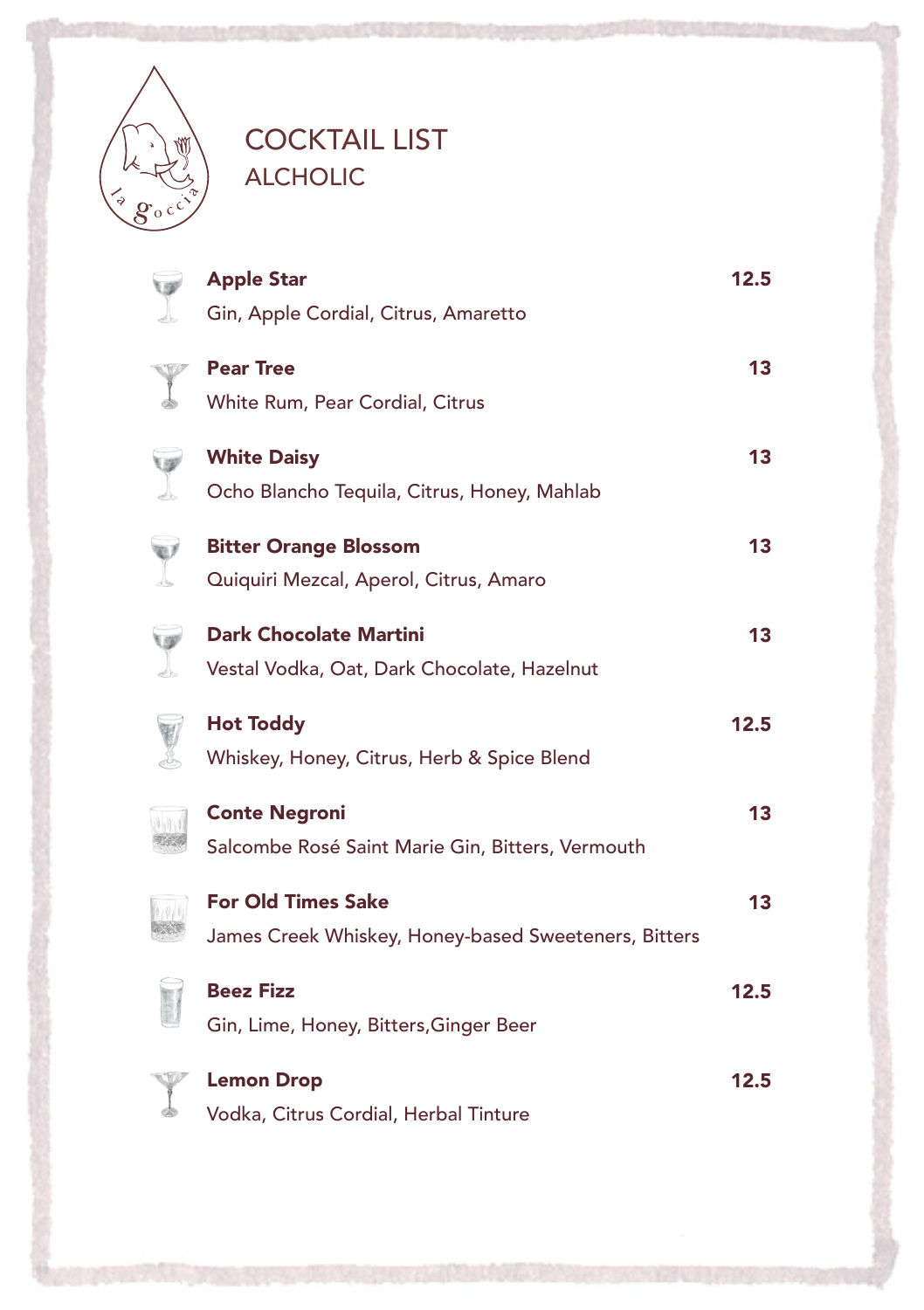la goccia

# COCKTAIL LIST
## ALCHOLIC

**Apple Star** 12.5
Gin, Apple Cordial, Citrus, Amaretto

**Pear Tree** 13
White Rum, Pear Cordial, Citrus

**White Daisy** 13
Ocho Blancho Tequila, Citrus, Honey, Mahlab

**Bitter Orange Blossom** 13
Quiquiri Mezcal, Aperol, Citrus, Amaro

**Dark Chocolate Martini** 13
Vestal Vodka, Oat, Dark Chocolate, Hazelnut

**Hot Toddy** 12.5
Whiskey, Honey, Citrus, Herb & Spice Blend

**Conte Negroni** 13
Salcombe Rosé Saint Marie Gin, Bitters, Vermouth

**For Old Times Sake** 13
James Creek Whiskey, Honey-based Sweeteners, Bitters

**Beez Fizz** 12.5
Gin, Lime, Honey, Bitters,Ginger Beer

**Lemon Drop** 12.5
Vodka, Citrus Cordial, Herbal Tinture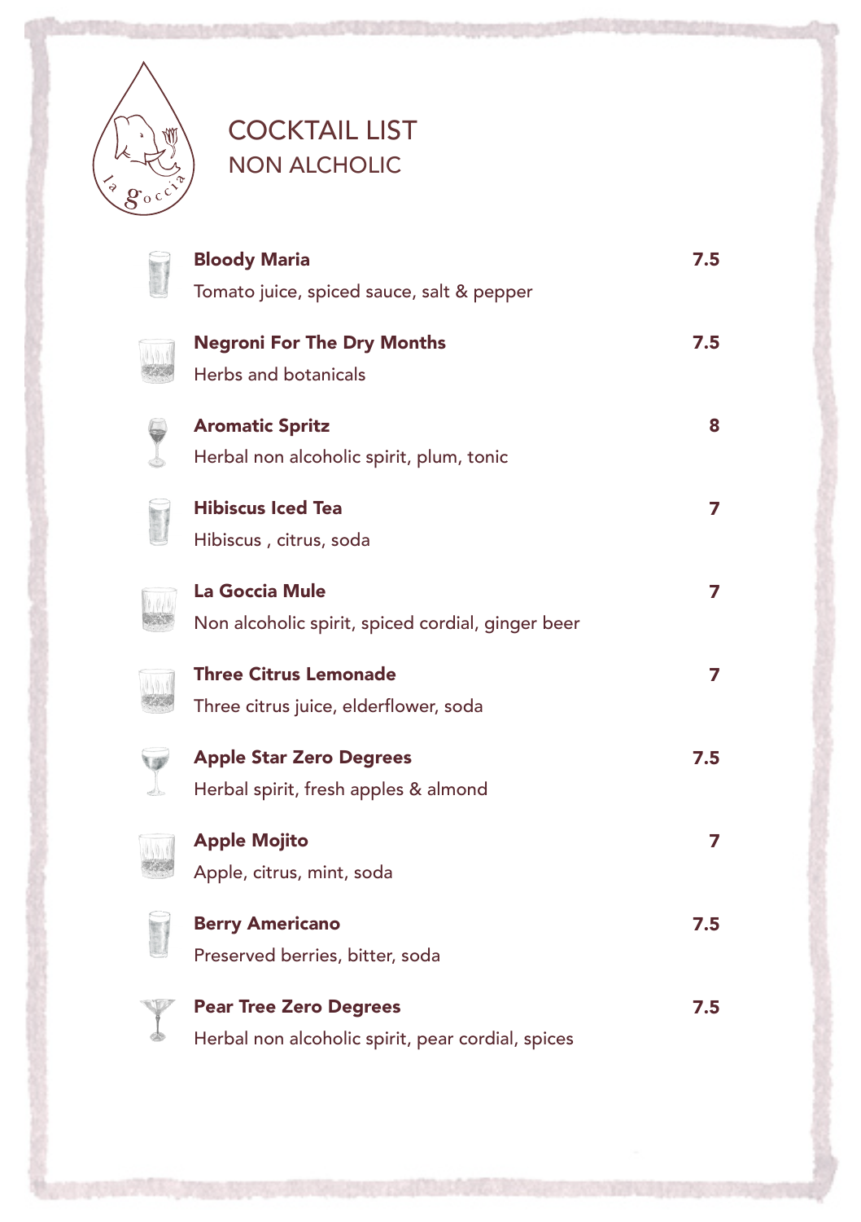la goccia

# COCKTAIL LIST
## NON ALCHOLIC

**Bloody Maria** **7.5**
Tomato juice, spiced sauce, salt & pepper

**Negroni For The Dry Months** **7.5**
Herbs and botanicals

**Aromatic Spritz** **8**
Herbal non alcoholic spirit, plum, tonic

**Hibiscus Iced Tea** **7**
Hibiscus , citrus, soda

**La Goccia Mule** **7**
Non alcoholic spirit, spiced cordial, ginger beer

**Three Citrus Lemonade** **7**
Three citrus juice, elderflower, soda

**Apple Star Zero Degrees** **7.5**
Herbal spirit, fresh apples & almond

**Apple Mojito** **7**
Apple, citrus, mint, soda

**Berry Americano** **7.5**
Preserved berries, bitter, soda

**Pear Tree Zero Degrees** **7.5**
Herbal non alcoholic spirit, pear cordial, spices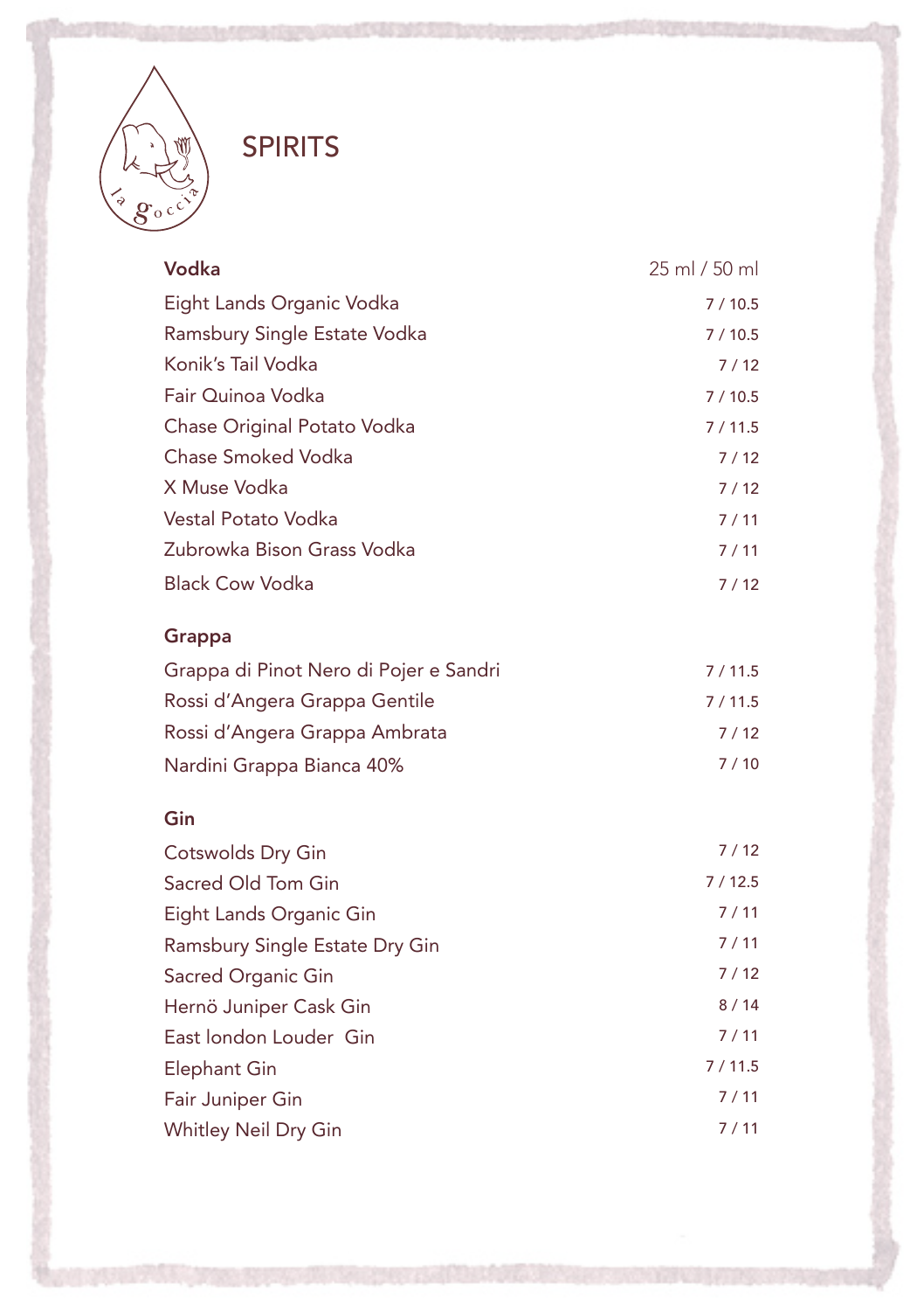# SPIRITS

| Vodka | 25 ml / 50 ml |
|---|---|
| Eight Lands Organic Vodka | 7 / 10.5 |
| Ramsbury Single Estate Vodka | 7 / 10.5 |
| Konik's Tail Vodka | 7 / 12 |
| Fair Quinoa Vodka | 7 / 10.5 |
| Chase Original Potato Vodka | 7 / 11.5 |
| Chase Smoked Vodka | 7 / 12 |
| X Muse Vodka | 7 / 12 |
| Vestal Potato Vodka | 7 / 11 |
| Zubrowka Bison Grass Vodka | 7 / 11 |
| Black Cow Vodka | 7 / 12 |

| Grappa | |
|---|---|
| Grappa di Pinot Nero di Pojer e Sandri | 7 / 11.5 |
| Rossi d'Angera Grappa Gentile | 7 / 11.5 |
| Rossi d'Angera Grappa Ambrata | 7 / 12 |
| Nardini Grappa Bianca 40% | 7 / 10 |

| Gin | |
|---|---|
| Cotswolds Dry Gin | 7 / 12 |
| Sacred Old Tom Gin | 7 / 12.5 |
| Eight Lands Organic Gin | 7 / 11 |
| Ramsbury Single Estate Dry Gin | 7 / 11 |
| Sacred Organic Gin | 7 / 12 |
| Hernö Juniper Cask Gin | 8 / 14 |
| East london Louder Gin | 7 / 11 |
| Elephant Gin | 7 / 11.5 |
| Fair Juniper Gin | 7 / 11 |
| Whitley Neil Dry Gin | 7 / 11 |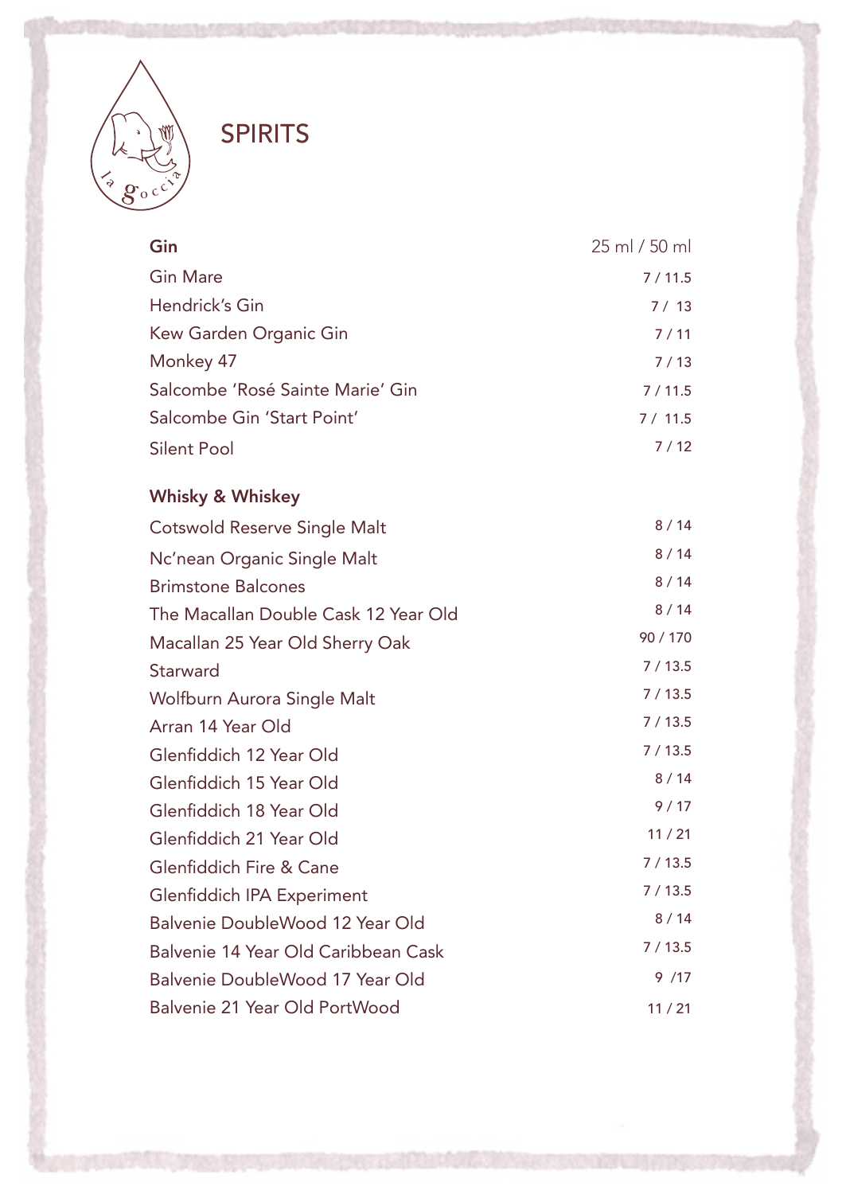# SPIRITS

| Gin | 25 ml / 50 ml |
|---|---|
| Gin Mare | 7 / 11.5 |
| Hendrick's Gin | 7 / 13 |
| Kew Garden Organic Gin | 7 / 11 |
| Monkey 47 | 7 / 13 |
| Salcombe 'Rosé Sainte Marie' Gin | 7 / 11.5 |
| Salcombe Gin 'Start Point' | 7 / 11.5 |
| Silent Pool | 7 / 12 |

| Whisky & Whiskey | |
|---|---|
| Cotswold Reserve Single Malt | 8 / 14 |
| Nc'nean Organic Single Malt | 8 / 14 |
| Brimstone Balcones | 8 / 14 |
| The Macallan Double Cask 12 Year Old | 8 / 14 |
| Macallan 25 Year Old Sherry Oak | 90 / 170 |
| Starward | 7 / 13.5 |
| Wolfburn Aurora Single Malt | 7 / 13.5 |
| Arran 14 Year Old | 7 / 13.5 |
| Glenfiddich 12 Year Old | 7 / 13.5 |
| Glenfiddich 15 Year Old | 8 / 14 |
| Glenfiddich 18 Year Old | 9 / 17 |
| Glenfiddich 21 Year Old | 11 / 21 |
| Glenfiddich Fire & Cane | 7 / 13.5 |
| Glenfiddich IPA Experiment | 7 / 13.5 |
| Balvenie DoubleWood 12 Year Old | 8 / 14 |
| Balvenie 14 Year Old Caribbean Cask | 7 / 13.5 |
| Balvenie DoubleWood 17 Year Old | 9 /17 |
| Balvenie 21 Year Old PortWood | 11 / 21 |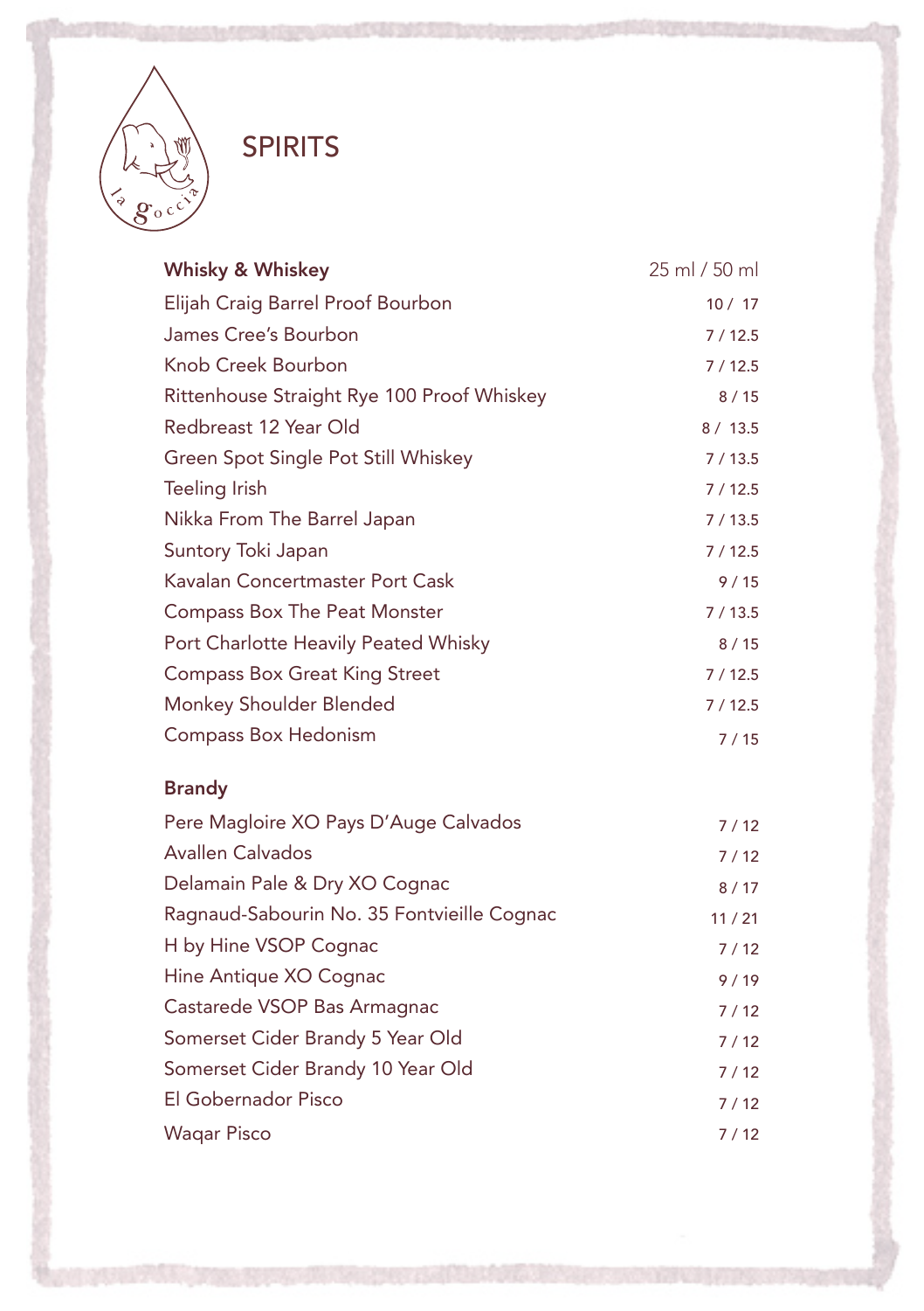# SPIRITS

| Whisky & Whiskey | 25 ml / 50 ml |
|---|---|
| Elijah Craig Barrel Proof Bourbon | 10 / 17 |
| James Cree's Bourbon | 7 / 12.5 |
| Knob Creek Bourbon | 7 / 12.5 |
| Rittenhouse Straight Rye 100 Proof Whiskey | 8 / 15 |
| Redbreast 12 Year Old | 8 / 13.5 |
| Green Spot Single Pot Still Whiskey | 7 / 13.5 |
| Teeling Irish | 7 / 12.5 |
| Nikka From The Barrel Japan | 7 / 13.5 |
| Suntory Toki Japan | 7 / 12.5 |
| Kavalan Concertmaster Port Cask | 9 / 15 |
| Compass Box The Peat Monster | 7 / 13.5 |
| Port Charlotte Heavily Peated Whisky | 8 / 15 |
| Compass Box Great King Street | 7 / 12.5 |
| Monkey Shoulder Blended | 7 / 12.5 |
| Compass Box Hedonism | 7 / 15 |

| Brandy | |
|---|---|
| Pere Magloire XO Pays D'Auge Calvados | 7 / 12 |
| Avallen Calvados | 7 / 12 |
| Delamain Pale & Dry XO Cognac | 8 / 17 |
| Ragnaud-Sabourin No. 35 Fontvieille Cognac | 11 / 21 |
| H by Hine VSOP Cognac | 7 / 12 |
| Hine Antique XO Cognac | 9 / 19 |
| Castarede VSOP Bas Armagnac | 7 / 12 |
| Somerset Cider Brandy 5 Year Old | 7 / 12 |
| Somerset Cider Brandy 10 Year Old | 7 / 12 |
| El Gobernador Pisco | 7 / 12 |
| Waqar Pisco | 7 / 12 |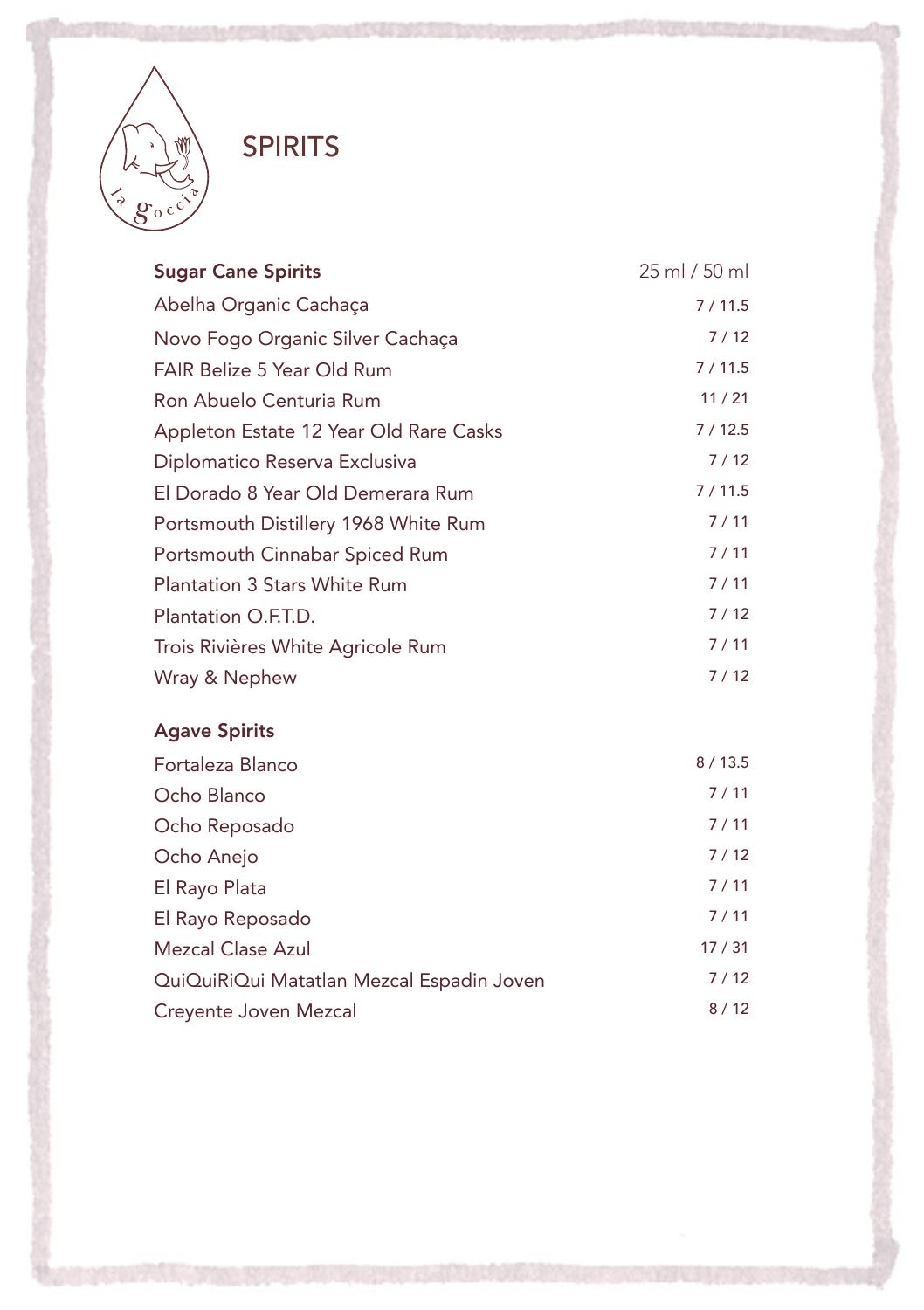# SPIRITS

| Sugar Cane Spirits | 25 ml / 50 ml |
| --- | --- |
| Abelha Organic Cachaça | 7 / 11.5 |
| Novo Fogo Organic Silver Cachaça | 7 / 12 |
| FAIR Belize 5 Year Old Rum | 7 / 11.5 |
| Ron Abuelo Centuria Rum | 11 / 21 |
| Appleton Estate 12 Year Old Rare Casks | 7 / 12.5 |
| Diplomatico Reserva Exclusiva | 7 / 12 |
| El Dorado 8 Year Old Demerara Rum | 7 / 11.5 |
| Portsmouth Distillery 1968 White Rum | 7 / 11 |
| Portsmouth Cinnabar Spiced Rum | 7 / 11 |
| Plantation 3 Stars White Rum | 7 / 11 |
| Plantation O.F.T.D. | 7 / 12 |
| Trois Rivières White Agricole Rum | 7 / 11 |
| Wray & Nephew | 7 / 12 |

| Agave Spirits | |
| --- | --- |
| Fortaleza Blanco | 8 / 13.5 |
| Ocho Blanco | 7 / 11 |
| Ocho Reposado | 7 / 11 |
| Ocho Anejo | 7 / 12 |
| El Rayo Plata | 7 / 11 |
| El Rayo Reposado | 7 / 11 |
| Mezcal Clase Azul | 17 / 31 |
| QuiQuiRiQui Matatlan Mezcal Espadin Joven | 7 / 12 |
| Creyente Joven Mezcal | 8 / 12 |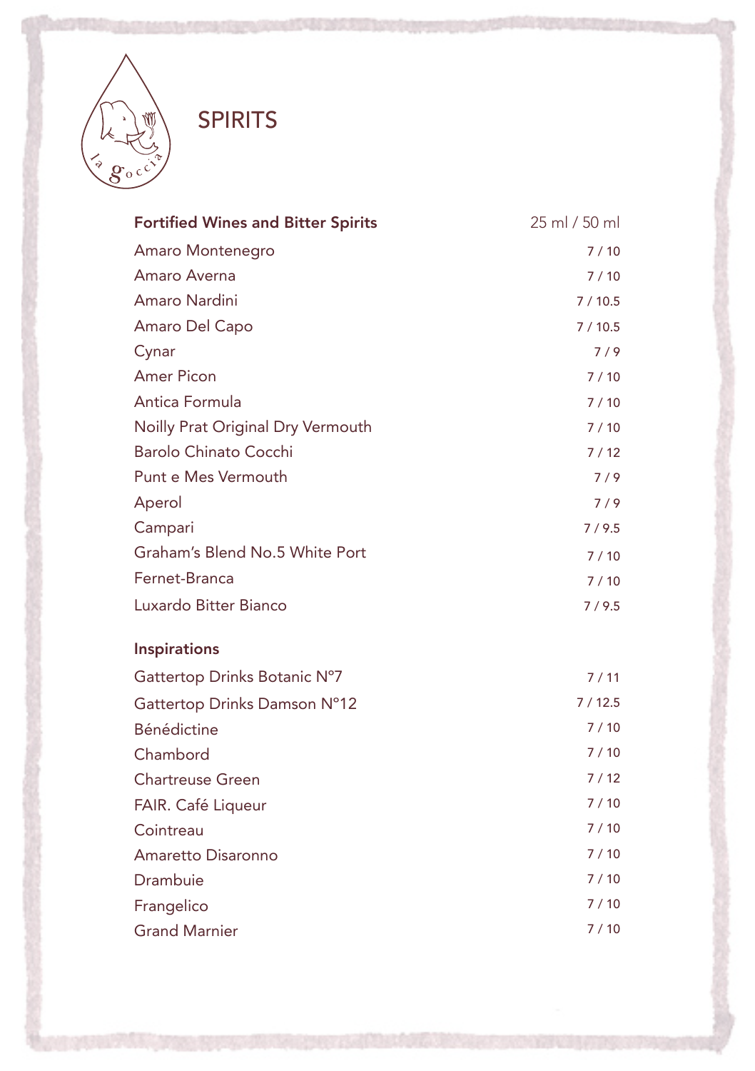# SPIRITS

| Fortified Wines and Bitter Spirits | 25 ml / 50 ml |
|---|---|
| Amaro Montenegro | 7 / 10 |
| Amaro Averna | 7 / 10 |
| Amaro Nardini | 7 / 10.5 |
| Amaro Del Capo | 7 / 10.5 |
| Cynar | 7 / 9 |
| Amer Picon | 7 / 10 |
| Antica Formula | 7 / 10 |
| Noilly Prat Original Dry Vermouth | 7 / 10 |
| Barolo Chinato Cocchi | 7 / 12 |
| Punt e Mes Vermouth | 7 / 9 |
| Aperol | 7 / 9 |
| Campari | 7 / 9.5 |
| Graham's Blend No.5 White Port | 7 / 10 |
| Fernet-Branca | 7 / 10 |
| Luxardo Bitter Bianco | 7 / 9.5 |

| Inspirations | |
|---|---|
| Gattertop Drinks Botanic N°7 | 7 / 11 |
| Gattertop Drinks Damson N°12 | 7 / 12.5 |
| Bénédictine | 7 / 10 |
| Chambord | 7 / 10 |
| Chartreuse Green | 7 / 12 |
| FAIR. Café Liqueur | 7 / 10 |
| Cointreau | 7 / 10 |
| Amaretto Disaronno | 7 / 10 |
| Drambuie | 7 / 10 |
| Frangelico | 7 / 10 |
| Grand Marnier | 7 / 10 |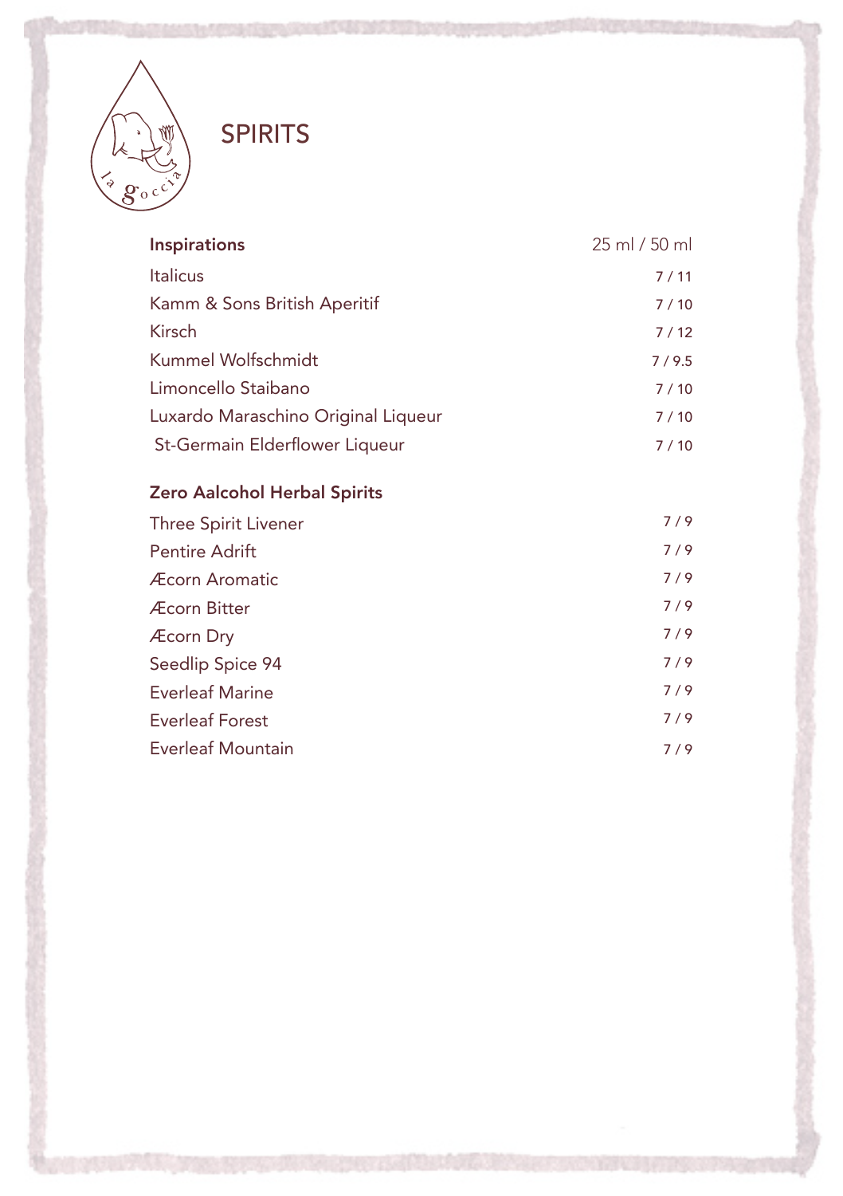# SPIRITS

| Inspirations | 25 ml / 50 ml |
|---|---|
| Italicus | 7 / 11 |
| Kamm & Sons British Aperitif | 7 / 10 |
| Kirsch | 7 / 12 |
| Kummel Wolfschmidt | 7 / 9.5 |
| Limoncello Staibano | 7 / 10 |
| Luxardo Maraschino Original Liqueur | 7 / 10 |
| St-Germain Elderflower Liqueur | 7 / 10 |

| Zero Aalcohol Herbal Spirits | |
|---|---|
| Three Spirit Livener | 7 / 9 |
| Pentire Adrift | 7 / 9 |
| Æcorn Aromatic | 7 / 9 |
| Æcorn Bitter | 7 / 9 |
| Æcorn Dry | 7 / 9 |
| Seedlip Spice 94 | 7 / 9 |
| Everleaf Marine | 7 / 9 |
| Everleaf Forest | 7 / 9 |
| Everleaf Mountain | 7 / 9 |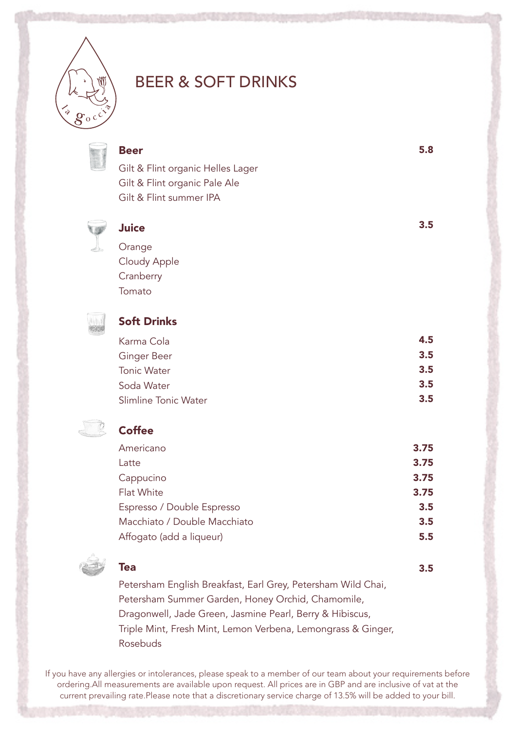# BEER & SOFT DRINKS

## Beer 5.8

Gilt & Flint organic Helles Lager
Gilt & Flint organic Pale Ale
Gilt & Flint summer IPA

## Juice 3.5

Orange
Cloudy Apple
Cranberry
Tomato

## Soft Drinks

| | |
|---|---|
| Karma Cola | 4.5 |
| Ginger Beer | 3.5 |
| Tonic Water | 3.5 |
| Soda Water | 3.5 |
| Slimline Tonic Water | 3.5 |

## Coffee

| | |
|---|---|
| Americano | 3.75 |
| Latte | 3.75 |
| Cappucino | 3.75 |
| Flat White | 3.75 |
| Espresso / Double Espresso | 3.5 |
| Macchiato / Double Macchiato | 3.5 |
| Affogato (add a liqueur) | 5.5 |

## Tea 3.5

Petersham English Breakfast, Earl Grey, Petersham Wild Chai, Petersham Summer Garden, Honey Orchid, Chamomile, Dragonwell, Jade Green, Jasmine Pearl, Berry & Hibiscus, Triple Mint, Fresh Mint, Lemon Verbena, Lemongrass & Ginger, Rosebuds

If you have any allergies or intolerances, please speak to a member of our team about your requirements before ordering.All measurements are available upon request. All prices are in GBP and are inclusive of vat at the current prevailing rate.Please note that a discretionary service charge of 13.5% will be added to your bill.